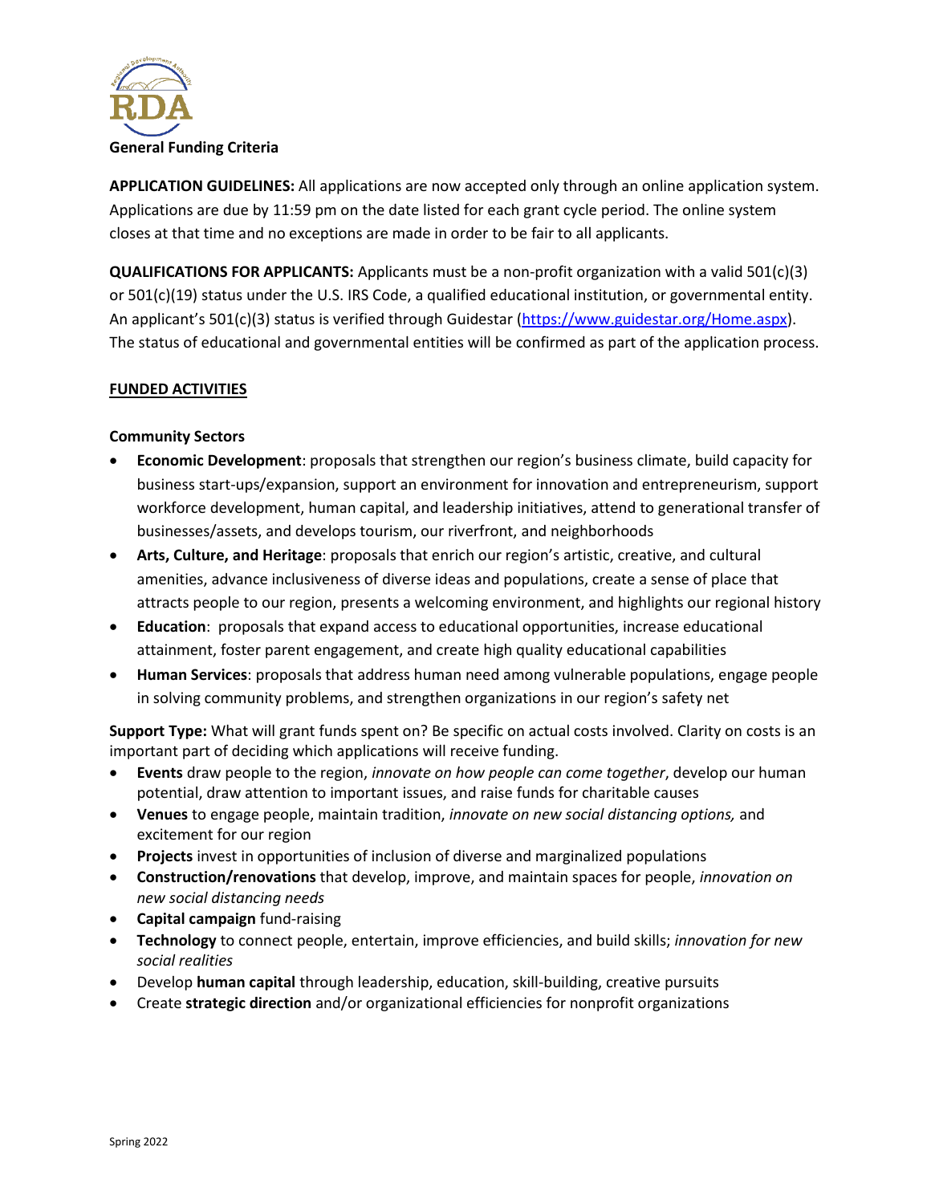**General Funding Criteria**

**APPLICATION GUIDELINES:** All applications are now accepted only through an online application system. Applications are due by 11:59 pm on the date listed for each grant cycle period. The online system closes at that time and no exceptions are made in order to be fair to all applicants.

**QUALIFICATIONS FOR APPLICANTS:** Applicants must be a non-profit organization with a valid 501(c)(3) or 501(c)(19) status under the U.S. IRS Code, a qualified educational institution, or governmental entity. An applicant's 501(c)(3) status is verified through Guidestar (https://www.guidestar.org/Home.aspx). The status of educational and governmental entities will be confirmed as part of the application process.

**FUNDED ACTIVITIES**

**Community Sectors**

- **Economic Development**: proposals that strengthen our region's business climate, build capacity for business start-ups/expansion, support an environment for innovation and entrepreneurism, support workforce development, human capital, and leadership initiatives, attend to generational transfer of businesses/assets, and develops tourism, our riverfront, and neighborhoods
- **Arts, Culture, and Heritage**: proposals that enrich our region's artistic, creative, and cultural amenities, advance inclusiveness of diverse ideas and populations, create a sense of place that attracts people to our region, presents a welcoming environment, and highlights our regional history
- **Education**: proposals that expand access to educational opportunities, increase educational attainment, foster parent engagement, and create high quality educational capabilities
- **Human Services**: proposals that address human need among vulnerable populations, engage people in solving community problems, and strengthen organizations in our region's safety net

**Support Type:** What will grant funds spent on? Be specific on actual costs involved. Clarity on costs is an important part of deciding which applications will receive funding.

- **Events** draw people to the region, *innovate on how people can come together*, develop our human potential, draw attention to important issues, and raise funds for charitable causes
- **Venues** to engage people, maintain tradition, *innovate on new social distancing options,* and excitement for our region
- **Projects** invest in opportunities of inclusion of diverse and marginalized populations
- **Construction/renovations** that develop, improve, and maintain spaces for people, *innovation on new social distancing needs*
- **Capital campaign** fund-raising
- **Technology** to connect people, entertain, improve efficiencies, and build skills; *innovation for new social realities*
- Develop **human capital** through leadership, education, skill-building, creative pursuits
- Create **strategic direction** and/or organizational efficiencies for nonprofit organizations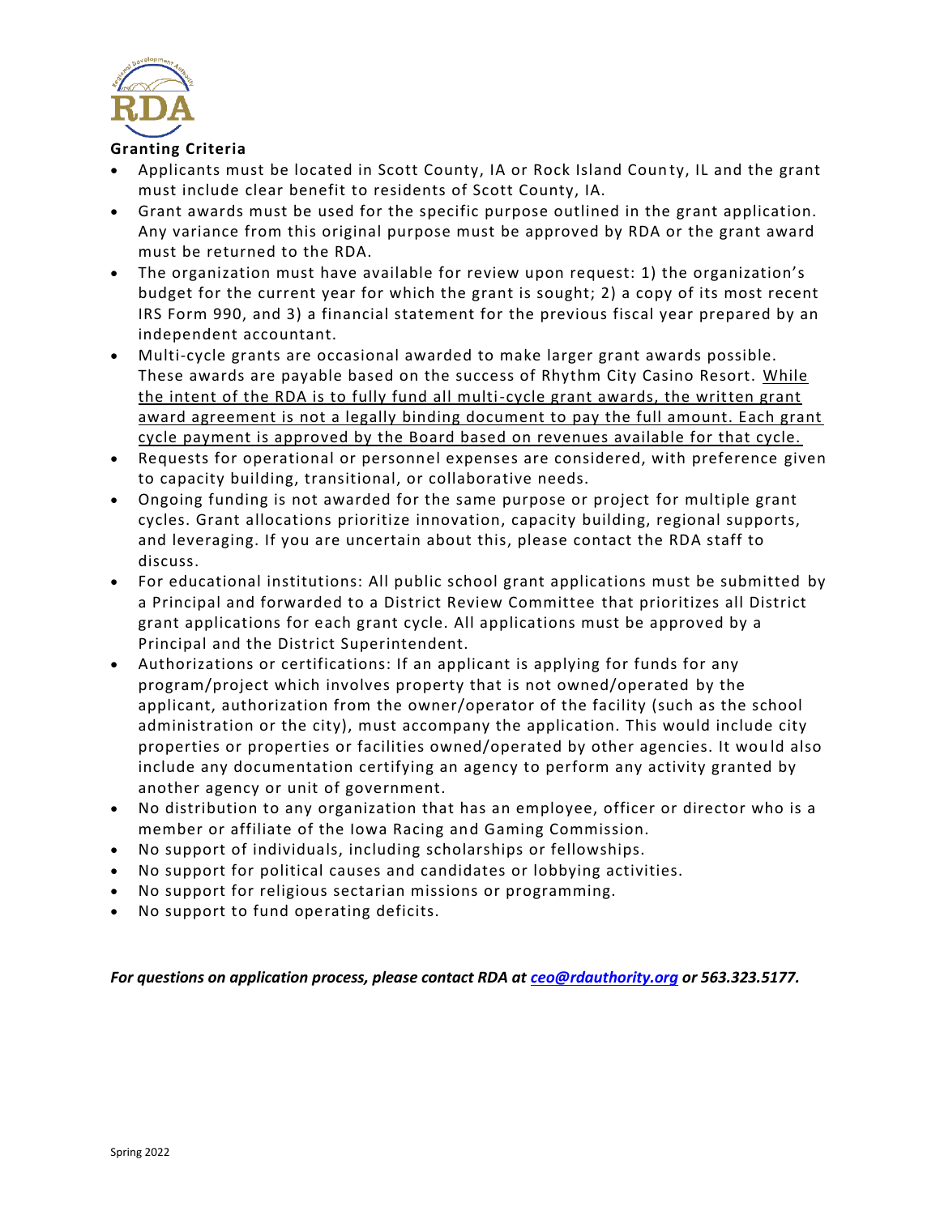**Granting Criteria**

- Applicants must be located in Scott County, IA or Rock Island County, IL and the grant must include clear benefit to residents of Scott County, IA.
- Grant awards must be used for the specific purpose outlined in the grant application. Any variance from this original purpose must be approved by RDA or the grant award must be returned to the RDA.
- The organization must have available for review upon request: 1) the organization's budget for the current year for which the grant is sought; 2) a copy of its most recent IRS Form 990, and 3) a financial statement for the previous fiscal year prepared by an independent accountant.
- Multi-cycle grants are occasional awarded to make larger grant awards possible. These awards are payable based on the success of Rhythm City Casino Resort. While the intent of the RDA is to fully fund all multi-cycle grant awards, the written grant award agreement is not a legally binding document to pay the full amount. Each grant cycle payment is approved by the Board based on revenues available for that cycle.
- Requests for operational or personnel expenses are considered, with preference given to capacity building, transitional, or collaborative needs.
- Ongoing funding is not awarded for the same purpose or project for multiple grant cycles. Grant allocations prioritize innovation, capacity building, regional supports, and leveraging. If you are uncertain about this, please contact the RDA staff to discuss.
- For educational institutions: All public school grant applications must be submitted by a Principal and forwarded to a District Review Committee that prioritizes all District grant applications for each grant cycle. All applications must be approved by a Principal and the District Superintendent.
- Authorizations or certifications: If an applicant is applying for funds for any program/project which involves property that is not owned/operated by the applicant, authorization from the owner/operator of the facility (such as the school administration or the city), must accompany the application. This would include city properties or properties or facilities owned/operated by other agencies. It would also include any documentation certifying an agency to perform any activity granted by another agency or unit of government.
- No distribution to any organization that has an employee, officer or director who is a member or affiliate of the Iowa Racing and Gaming Commission.
- No support of individuals, including scholarships or fellowships.
- No support for political causes and candidates or lobbying activities.
- No support for religious sectarian missions or programming.
- No support to fund operating deficits.

***For questions on application process, please contact RDA at ceo@rdauthority.org or 563.323.5177.***

Spring 2022